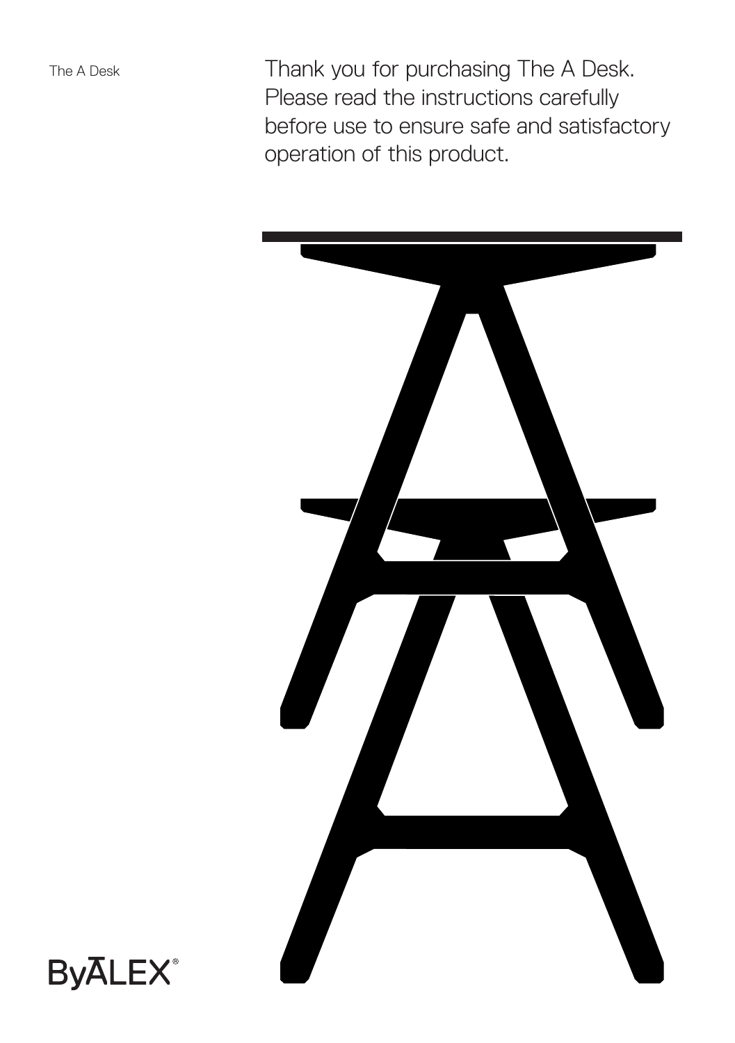The A Desk

Thank you for purchasing The A Desk. Please read the instructions carefully before use to ensure safe and satisfactory operation of this product.

ByALEX®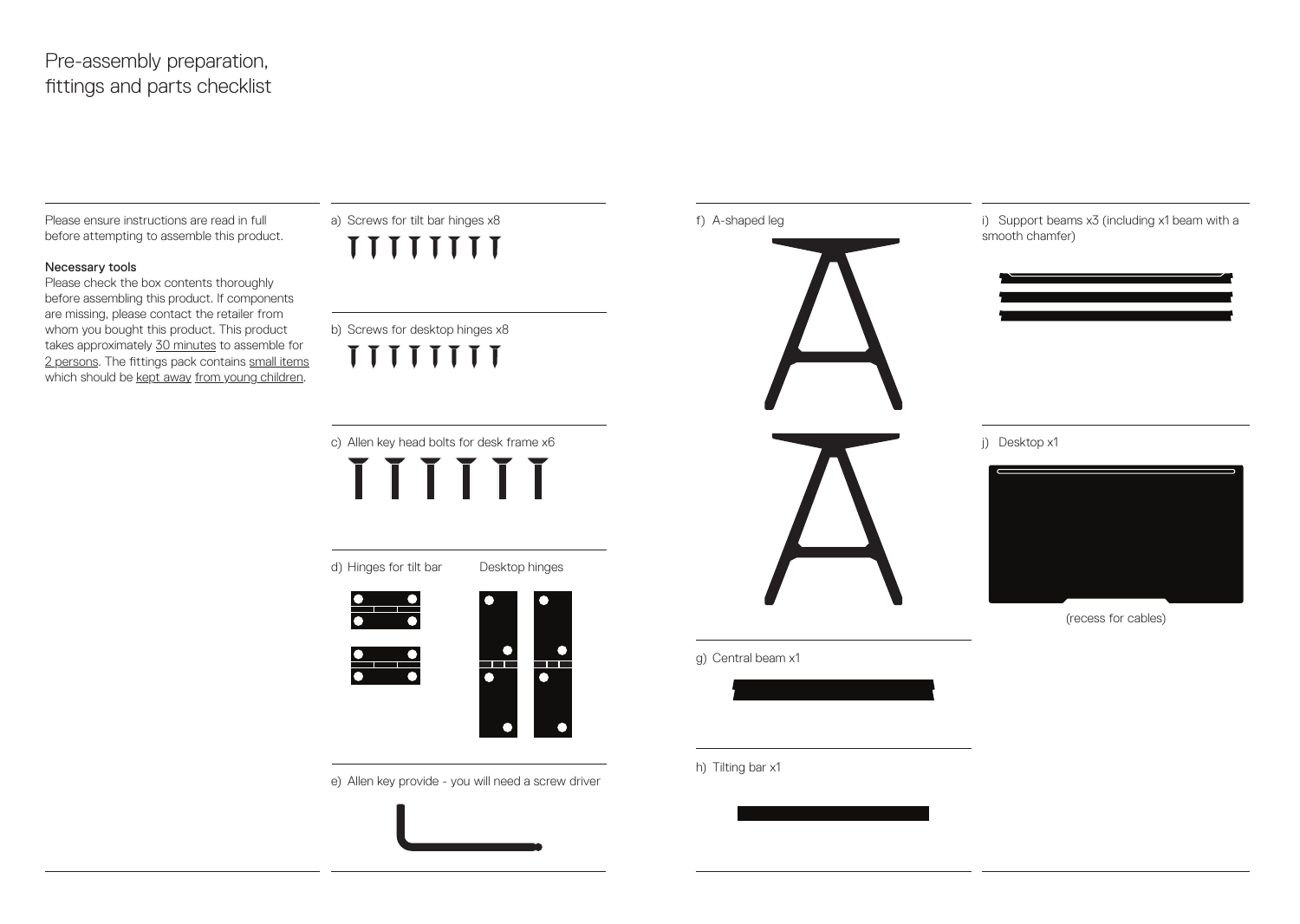# Pre-assembly preparation, fittings and parts checklist

Please ensure instructions are read in full before attempting to assemble this product.

### Necessary tools

Please check the box contents thoroughly before assembling this product. If components are missing, please contact the retailer from whom you bought this product. This product takes approximately 30 minutes to assemble for 2 persons. The fittings pack contains small items which should be kept away from young children.

a) Screws for tilt bar hinges x8

b) Screws for desktop hinges x8

c) Allen key head bolts for desk frame x6

d) Hinges for tilt bar

Desktop hinges

e) Allen key provide - you will need a screw driver

f) A-shaped leg

g) Central beam x1

h) Tilting bar x1

i) Support beams x3 (including x1 beam with a smooth chamfer)

j) Desktop x1

(recess for cables)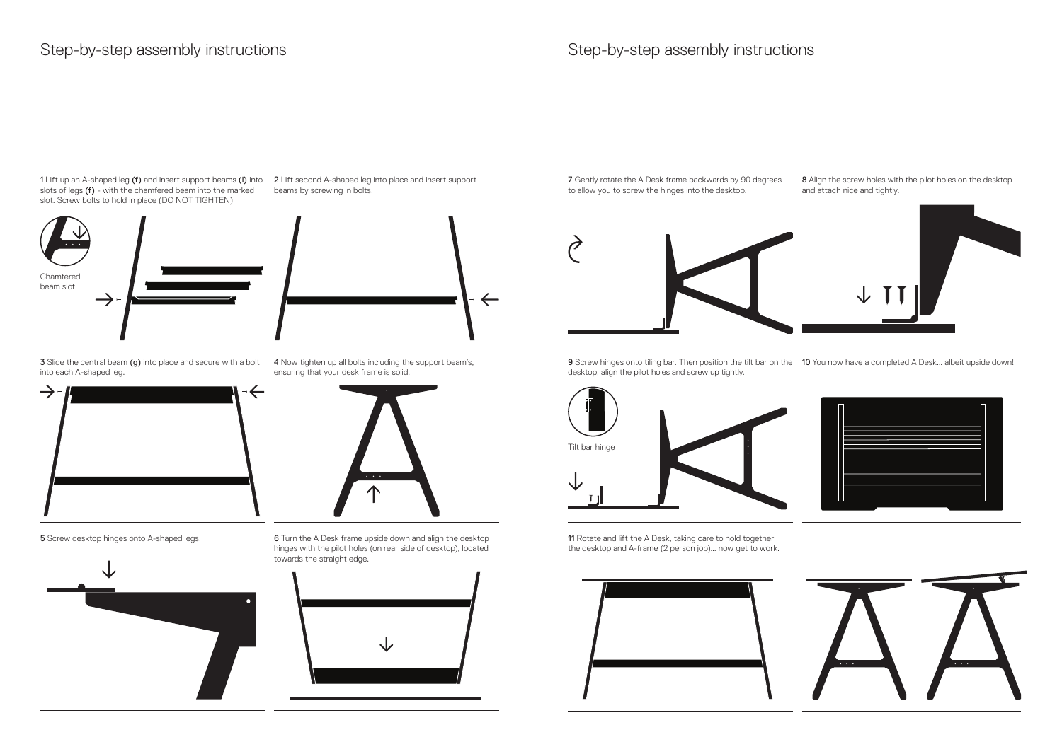## Step-by-step assembly instructions

**1** Lift up an A-shaped leg (f) and insert support beams (i) into slots of legs (f) - with the chamfered beam into the marked slot. Screw bolts to hold in place (DO NOT TIGHTEN)

Chamfered beam slot

**2** Lift second A-shaped leg into place and insert support beams by screwing in bolts.

**3** Slide the central beam (g) into place and secure with a bolt into each A-shaped leg.

**4** Now tighten up all bolts including the support beam's, ensuring that your desk frame is solid.

**5** Screw desktop hinges onto A-shaped legs.

**6** Turn the A Desk frame upside down and align the desktop hinges with the pilot holes (on rear side of desktop), located towards the straight edge.

## Step-by-step assembly instructions

**7** Gently rotate the A Desk frame backwards by 90 degrees to allow you to screw the hinges into the desktop.

**8** Align the screw holes with the pilot holes on the desktop and attach nice and tightly.

**9** Screw hinges onto tiling bar. Then position the tilt bar on the desktop, align the pilot holes and screw up tightly.

Tilt bar hinge

**10** You now have a completed A Desk... albeit upside down!

**11** Rotate and lift the A Desk, taking care to hold together the desktop and A-frame (2 person job)... now get to work.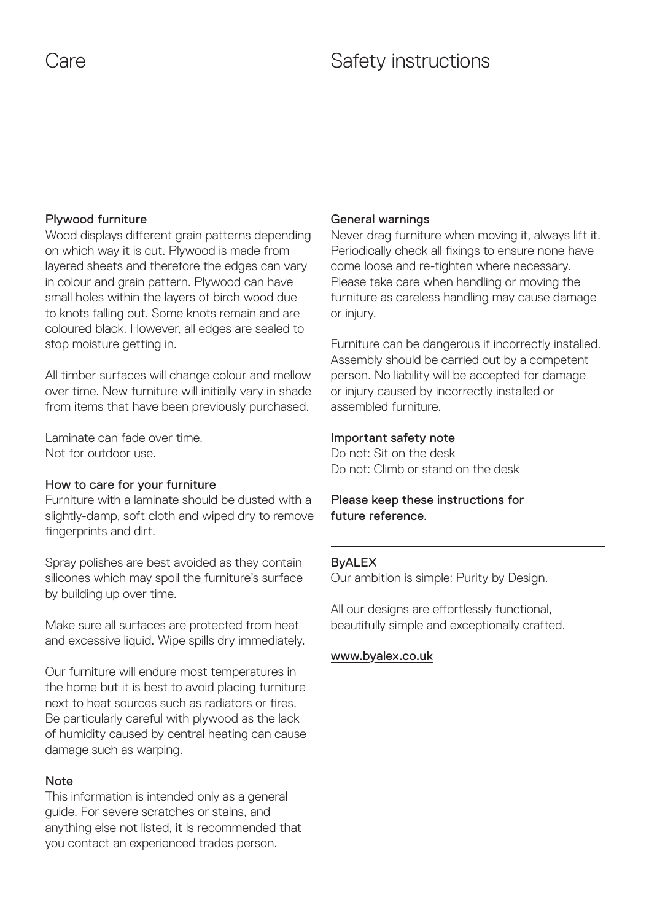# Care

### Plywood furniture

Wood displays different grain patterns depending on which way it is cut. Plywood is made from layered sheets and therefore the edges can vary in colour and grain pattern. Plywood can have small holes within the layers of birch wood due to knots falling out. Some knots remain and are coloured black. However, all edges are sealed to stop moisture getting in.

All timber surfaces will change colour and mellow over time. New furniture will initially vary in shade from items that have been previously purchased.

Laminate can fade over time.
Not for outdoor use.

### How to care for your furniture

Furniture with a laminate should be dusted with a slightly-damp, soft cloth and wiped dry to remove fingerprints and dirt.

Spray polishes are best avoided as they contain silicones which may spoil the furniture's surface by building up over time.

Make sure all surfaces are protected from heat and excessive liquid. Wipe spills dry immediately.

Our furniture will endure most temperatures in the home but it is best to avoid placing furniture next to heat sources such as radiators or fires. Be particularly careful with plywood as the lack of humidity caused by central heating can cause damage such as warping.

### Note

This information is intended only as a general guide. For severe scratches or stains, and anything else not listed, it is recommended that you contact an experienced trades person.

# Safety instructions

### General warnings

Never drag furniture when moving it, always lift it. Periodically check all fixings to ensure none have come loose and re-tighten where necessary. Please take care when handling or moving the furniture as careless handling may cause damage or injury.

Furniture can be dangerous if incorrectly installed. Assembly should be carried out by a competent person. No liability will be accepted for damage or injury caused by incorrectly installed or assembled furniture.

### Important safety note

Do not: Sit on the desk
Do not: Climb or stand on the desk

**Please keep these instructions for future reference.**

### ByALEX

Our ambition is simple: Purity by Design.

All our designs are effortlessly functional, beautifully simple and exceptionally crafted.

www.byalex.co.uk